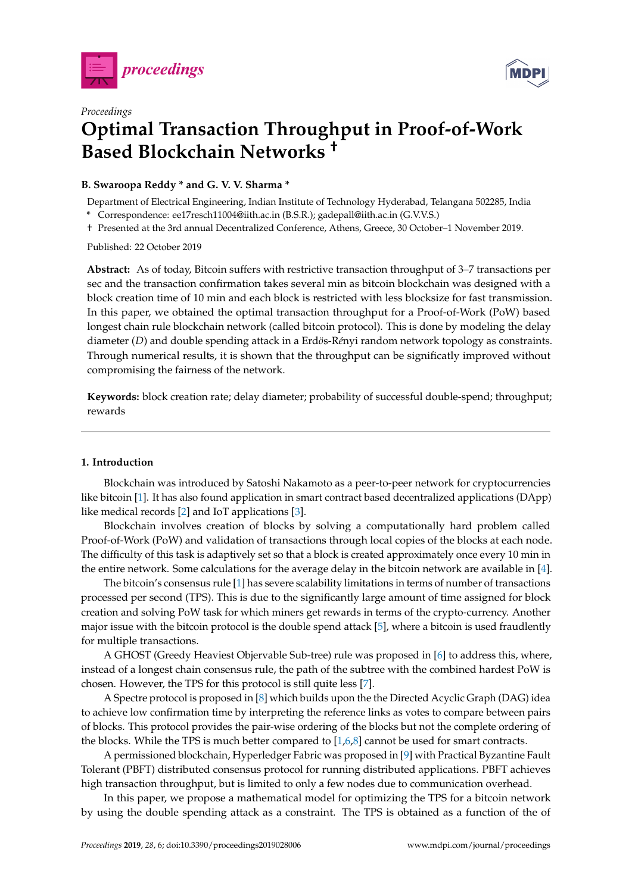*Proceedings*

# Optimal Transaction Throughput in Proof-of-Work Based Blockchain Networks †

**B. Swaroopa Reddy * and G. V. V. Sharma ***

Department of Electrical Engineering, Indian Institute of Technology Hyderabad, Telangana 502285, India

\* Correspondence: ee17resch11004@iith.ac.in (B.S.R.); gadepall@iith.ac.in (G.V.V.S.)

† Presented at the 3rd annual Decentralized Conference, Athens, Greece, 30 October–1 November 2019.

Published: 22 October 2019

**Abstract:** As of today, Bitcoin suffers with restrictive transaction throughput of 3–7 transactions per sec and the transaction confirmation takes several min as bitcoin blockchain was designed with a block creation time of 10 min and each block is restricted with less blocksize for fast transmission. In this paper, we obtained the optimal transaction throughput for a Proof-of-Work (PoW) based longest chain rule blockchain network (called bitcoin protocol). This is done by modeling the delay diameter ($D$) and double spending attack in a Erdős-Rényi random network topology as constraints. Through numerical results, it is shown that the throughput can be significatly improved without compromising the fairness of the network.

**Keywords:** block creation rate; delay diameter; probability of successful double-spend; throughput; rewards

---

## 1. Introduction

Blockchain was introduced by Satoshi Nakamoto as a peer-to-peer network for cryptocurrencies like bitcoin [1]. It has also found application in smart contract based decentralized applications (DApp) like medical records [2] and IoT applications [3].

Blockchain involves creation of blocks by solving a computationally hard problem called Proof-of-Work (PoW) and validation of transactions through local copies of the blocks at each node. The difficulty of this task is adaptively set so that a block is created approximately once every 10 min in the entire network. Some calculations for the average delay in the bitcoin network are available in [4].

The bitcoin's consensus rule [1] has severe scalability limitations in terms of number of transactions processed per second (TPS). This is due to the significantly large amount of time assigned for block creation and solving PoW task for which miners get rewards in terms of the crypto-currency. Another major issue with the bitcoin protocol is the double spend attack [5], where a bitcoin is used fraudlently for multiple transactions.

A GHOST (Greedy Heaviest Objervable Sub-tree) rule was proposed in [6] to address this, where, instead of a longest chain consensus rule, the path of the subtree with the combined hardest PoW is chosen. However, the TPS for this protocol is still quite less [7].

A Spectre protocol is proposed in [8] which builds upon the the Directed Acyclic Graph (DAG) idea to achieve low confirmation time by interpreting the reference links as votes to compare between pairs of blocks. This protocol provides the pair-wise ordering of the blocks but not the complete ordering of the blocks. While the TPS is much better compared to [1,6,8] cannot be used for smart contracts.

A permissioned blockchain, Hyperledger Fabric was proposed in [9] with Practical Byzantine Fault Tolerant (PBFT) distributed consensus protocol for running distributed applications. PBFT achieves high transaction throughput, but is limited to only a few nodes due to communication overhead.

In this paper, we propose a mathematical model for optimizing the TPS for a bitcoin network by using the double spending attack as a constraint. The TPS is obtained as a function of the of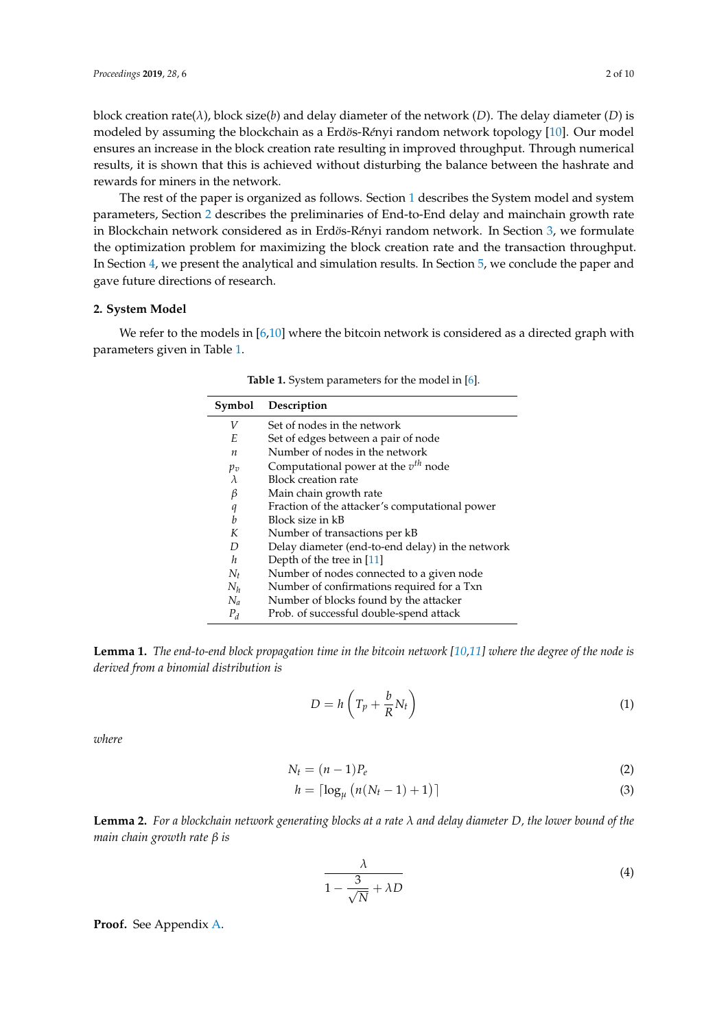block creation rate($\lambda$), block size($b$) and delay diameter of the network ($D$). The delay diameter ($D$) is modeled by assuming the blockchain as a Erdös-Rényi random network topology [10]. Our model ensures an increase in the block creation rate resulting in improved throughput. Through numerical results, it is shown that this is achieved without disturbing the balance between the hashrate and rewards for miners in the network.

The rest of the paper is organized as follows. Section 1 describes the System model and system parameters, Section 2 describes the preliminaries of End-to-End delay and mainchain growth rate in Blockchain network considered as in Erdös-Rényi random network. In Section 3, we formulate the optimization problem for maximizing the block creation rate and the transaction throughput. In Section 4, we present the analytical and simulation results. In Section 5, we conclude the paper and gave future directions of research.

## 2. System Model

We refer to the models in [6,10] where the bitcoin network is considered as a directed graph with parameters given in Table 1.

**Table 1.** System parameters for the model in [6].

| Symbol | Description |
|---|---|
| $V$ | Set of nodes in the network |
| $E$ | Set of edges between a pair of node |
| $n$ | Number of nodes in the network |
| $p_v$ | Computational power at the $v^{th}$ node |
| $\lambda$ | Block creation rate |
| $\beta$ | Main chain growth rate |
| $q$ | Fraction of the attacker's computational power |
| $b$ | Block size in kB |
| $K$ | Number of transactions per kB |
| $D$ | Delay diameter (end-to-end delay) in the network |
| $h$ | Depth of the tree in [11] |
| $N_t$ | Number of nodes connected to a given node |
| $N_h$ | Number of confirmations required for a Txn |
| $N_a$ | Number of blocks found by the attacker |
| $P_d$ | Prob. of successful double-spend attack |

**Lemma 1.** *The end-to-end block propagation time in the bitcoin network [10,11] where the degree of the node is derived from a binomial distribution is*

$$D = h\left(T_p + \frac{b}{R}N_t\right) \tag{1}$$

*where*

$$N_t = (n-1)P_e \tag{2}$$

$$h = \lceil \log_{\mu}\left(n(N_t - 1) + 1\right) \rceil \tag{3}$$

**Lemma 2.** *For a blockchain network generating blocks at a rate $\lambda$ and delay diameter $D$, the lower bound of the main chain growth rate $\beta$ is*

$$\frac{\lambda}{1 - \frac{3}{\sqrt{N}} + \lambda D} \tag{4}$$

**Proof.** See Appendix A.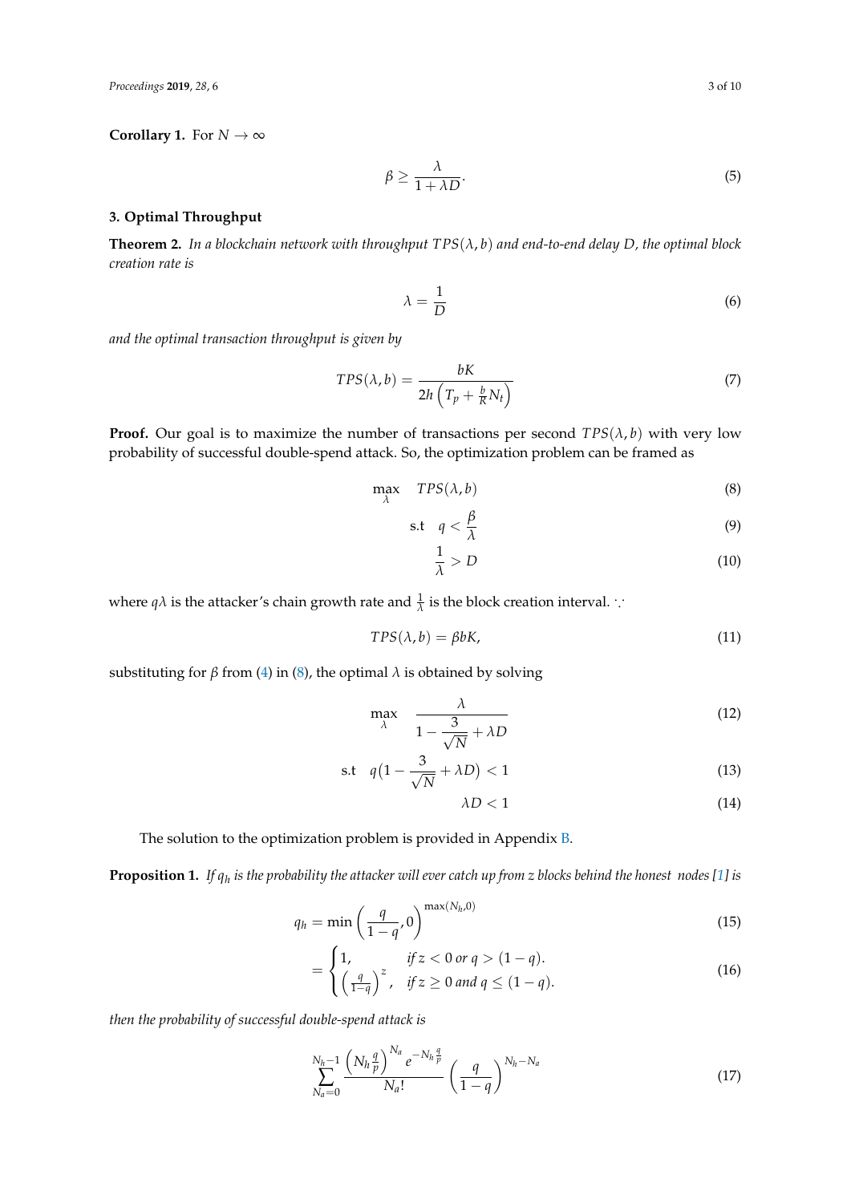**Corollary 1.** For $N \to \infty$

$$\beta \geq \frac{\lambda}{1+\lambda D}. \tag{5}$$

## 3. Optimal Throughput

**Theorem 2.** *In a blockchain network with throughput $TPS(\lambda, b)$ and end-to-end delay $D$, the optimal block creation rate is*

$$\lambda = \frac{1}{D} \tag{6}$$

*and the optimal transaction throughput is given by*

$$TPS(\lambda, b) = \frac{bK}{2h\left(T_p + \frac{b}{R}N_t\right)} \tag{7}$$

**Proof.** Our goal is to maximize the number of transactions per second $TPS(\lambda, b)$ with very low probability of successful double-spend attack. So, the optimization problem can be framed as

$$\max_{\lambda} \quad TPS(\lambda, b) \tag{8}$$

$$\text{s.t} \quad q < \frac{\beta}{\lambda} \tag{9}$$

$$\frac{1}{\lambda} > D \tag{10}$$

where $q\lambda$ is the attacker's chain growth rate and $\frac{1}{\lambda}$ is the block creation interval. $\because$

$$TPS(\lambda, b) = \beta b K, \tag{11}$$

substituting for $\beta$ from (4) in (8), the optimal $\lambda$ is obtained by solving

$$\max_{\lambda} \quad \frac{\lambda}{1 - \frac{3}{\sqrt{N}} + \lambda D} \tag{12}$$

$$\text{s.t} \quad q\left(1 - \frac{3}{\sqrt{N}} + \lambda D\right) < 1 \tag{13}$$

$$\lambda D < 1 \tag{14}$$

The solution to the optimization problem is provided in Appendix B.

**Proposition 1.** *If $q_h$ is the probability the attacker will ever catch up from z blocks behind the honest nodes [1] is*

$$q_h = \min\left(\frac{q}{1-q}, 0\right)^{\max(N_h, 0)} \tag{15}$$

$$= \begin{cases} 1, & \text{if } z < 0 \text{ or } q > (1-q). \\ \left(\frac{q}{1-q}\right)^z, & \text{if } z \geq 0 \text{ and } q \leq (1-q). \end{cases} \tag{16}$$

*then the probability of successful double-spend attack is*

$$\sum_{N_a=0}^{N_h-1} \frac{\left(N_h \frac{q}{p}\right)^{N_a} e^{-N_h \frac{q}{p}}}{N_a!} \left(\frac{q}{1-q}\right)^{N_h - N_a} \tag{17}$$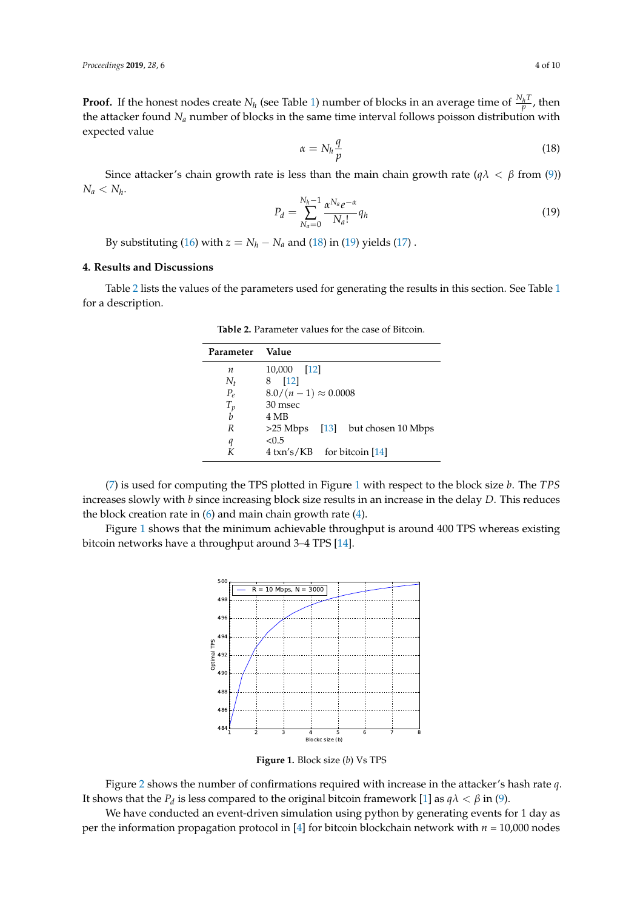**Proof.** If the honest nodes create $N_h$ (see Table 1) number of blocks in an average time of $\frac{N_h T}{p}$, then the attacker found $N_a$ number of blocks in the same time interval follows poisson distribution with expected value

$$\alpha = N_h \frac{q}{p} \tag{18}$$

Since attacker's chain growth rate is less than the main chain growth rate ($q\lambda < \beta$ from (9)) $N_a < N_h$.

$$P_d = \sum_{N_a=0}^{N_h-1} \frac{\alpha^{N_a} e^{-\alpha}}{N_a!} q_h \tag{19}$$

By substituting (16) with $z = N_h - N_a$ and (18) in (19) yields (17) .

## 4. Results and Discussions

Table 2 lists the values of the parameters used for generating the results in this section. See Table 1 for a description.

**Table 2.** Parameter values for the case of Bitcoin.

| Parameter | Value |
| --- | --- |
| $n$ | 10,000 [12] |
| $N_t$ | 8 [12] |
| $P_e$ | $8.0/(n-1) \approx 0.0008$ |
| $T_p$ | 30 msec |
| $b$ | 4 MB |
| $R$ | >25 Mbps [13] but chosen 10 Mbps |
| $q$ | <0.5 |
| $K$ | 4 txn's/KB for bitcoin [14] |

(7) is used for computing the TPS plotted in Figure 1 with respect to the block size $b$. The $TPS$ increases slowly with $b$ since increasing block size results in an increase in the delay $D$. This reduces the block creation rate in (6) and main chain growth rate (4).

Figure 1 shows that the minimum achievable throughput is around 400 TPS whereas existing bitcoin networks have a throughput around 3–4 TPS [14].

**Figure 1.** Block size ($b$) Vs TPS

Figure 2 shows the number of confirmations required with increase in the attacker's hash rate $q$. It shows that the $P_d$ is less compared to the original bitcoin framework [1] as $q\lambda < \beta$ in (9).

We have conducted an event-driven simulation using python by generating events for 1 day as per the information propagation protocol in [4] for bitcoin blockchain network with $n$ = 10,000 nodes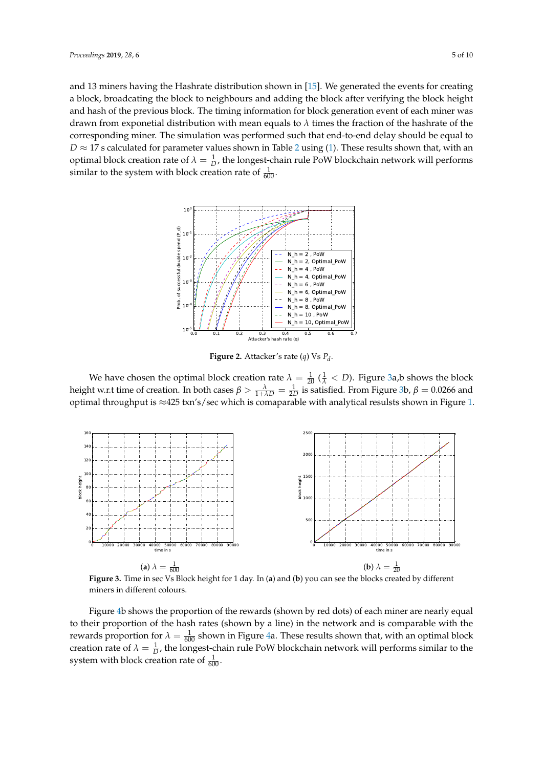and 13 miners having the Hashrate distribution shown in [15]. We generated the events for creating a block, broadcasting the block to neighbours and adding the block after verifying the block height and hash of the previous block. The timing information for block generation event of each miner was drawn from exponetial distribution with mean equals to $\lambda$ times the fraction of the hashrate of the corresponding miner. The simulation was performed such that end-to-end delay should be equal to $D \approx 17$ s calculated for parameter values shown in Table 2 using (1). These results shown that, with an optimal block creation rate of $\lambda = \frac{1}{D}$, the longest-chain rule PoW blockchain network will performs similar to the system with block creation rate of $\frac{1}{600}$.

**Figure 2.** Attacker's rate ($q$) Vs $P_d$.

We have chosen the optimal block creation rate $\lambda = \frac{1}{20}$ ($\frac{1}{\lambda} < D$). Figure 3a,b shows the block height w.r.t time of creation. In both cases $\beta > \frac{\lambda}{1+\lambda D} = \frac{1}{2D}$ is satisfied. From Figure 3b, $\beta = 0.0266$ and optimal throughput is ≈425 txn's/sec which is comaparable with analytical resultsts shown in Figure 1.

(**a**) $\lambda = \frac{1}{600}$ (**b**) $\lambda = \frac{1}{20}$

**Figure 3.** Time in sec Vs Block height for 1 day. In (**a**) and (**b**) you can see the blocks created by different miners in different colours.

Figure 4b shows the proportion of the rewards (shown by red dots) of each miner are nearly equal to their proportion of the hash rates (shown by a line) in the network and is comparable with the rewards proportion for $\lambda = \frac{1}{600}$ shown in Figure 4a. These results shown that, with an optimal block creation rate of $\lambda = \frac{1}{D}$, the longest-chain rule PoW blockchain network will performs similar to the system with block creation rate of $\frac{1}{600}$.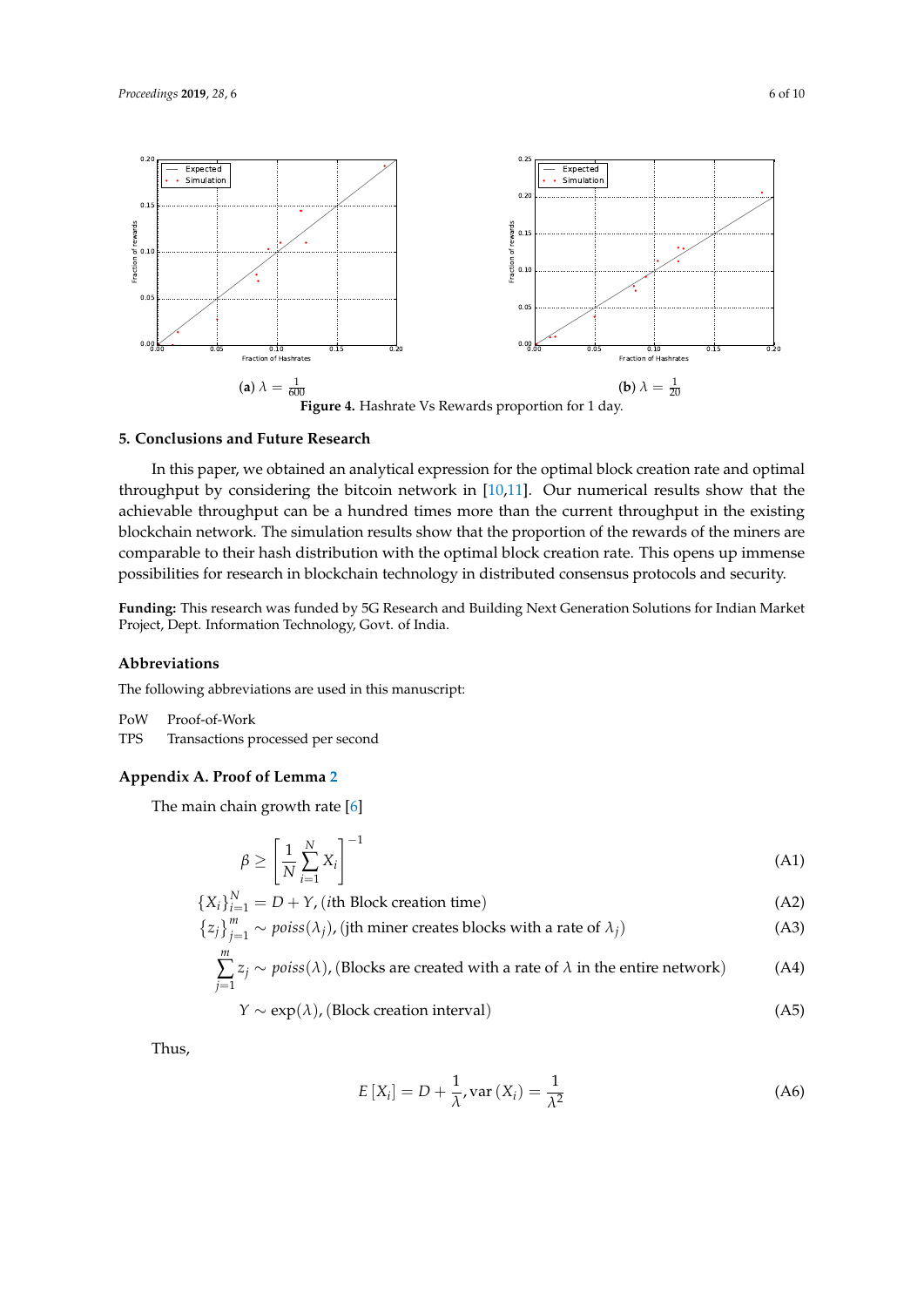(a) $\lambda = \frac{1}{600}$

(b) $\lambda = \frac{1}{20}$

**Figure 4.** Hashrate Vs Rewards proportion for 1 day.

## 5. Conclusions and Future Research

In this paper, we obtained an analytical expression for the optimal block creation rate and optimal throughput by considering the bitcoin network in [10,11]. Our numerical results show that the achievable throughput can be a hundred times more than the current throughput in the existing blockchain network. The simulation results show that the proportion of the rewards of the miners are comparable to their hash distribution with the optimal block creation rate. This opens up immense possibilities for research in blockchain technology in distributed consensus protocols and security.

**Funding:** This research was funded by 5G Research and Building Next Generation Solutions for Indian Market Project, Dept. Information Technology, Govt. of India.

## Abbreviations

The following abbreviations are used in this manuscript:

PoW  Proof-of-Work
TPS  Transactions processed per second

## Appendix A. Proof of Lemma 2

The main chain growth rate [6]

$$\beta \geq \left[\frac{1}{N}\sum_{i=1}^{N} X_i\right]^{-1} \tag{A1}$$

$$\{X_i\}_{i=1}^{N} = D + Y, (i\text{th Block creation time}) \tag{A2}$$

$$\{z_j\}_{j=1}^{m} \sim poiss(\lambda_j), (\text{jth miner creates blocks with a rate of } \lambda_j) \tag{A3}$$

$$\sum_{j=1}^{m} z_j \sim poiss(\lambda), (\text{Blocks are created with a rate of } \lambda \text{ in the entire network}) \tag{A4}$$

$$Y \sim \exp(\lambda), (\text{Block creation interval}) \tag{A5}$$

Thus,

$$E\left[X_i\right] = D + \frac{1}{\lambda}, \text{var}\left(X_i\right) = \frac{1}{\lambda^2} \tag{A6}$$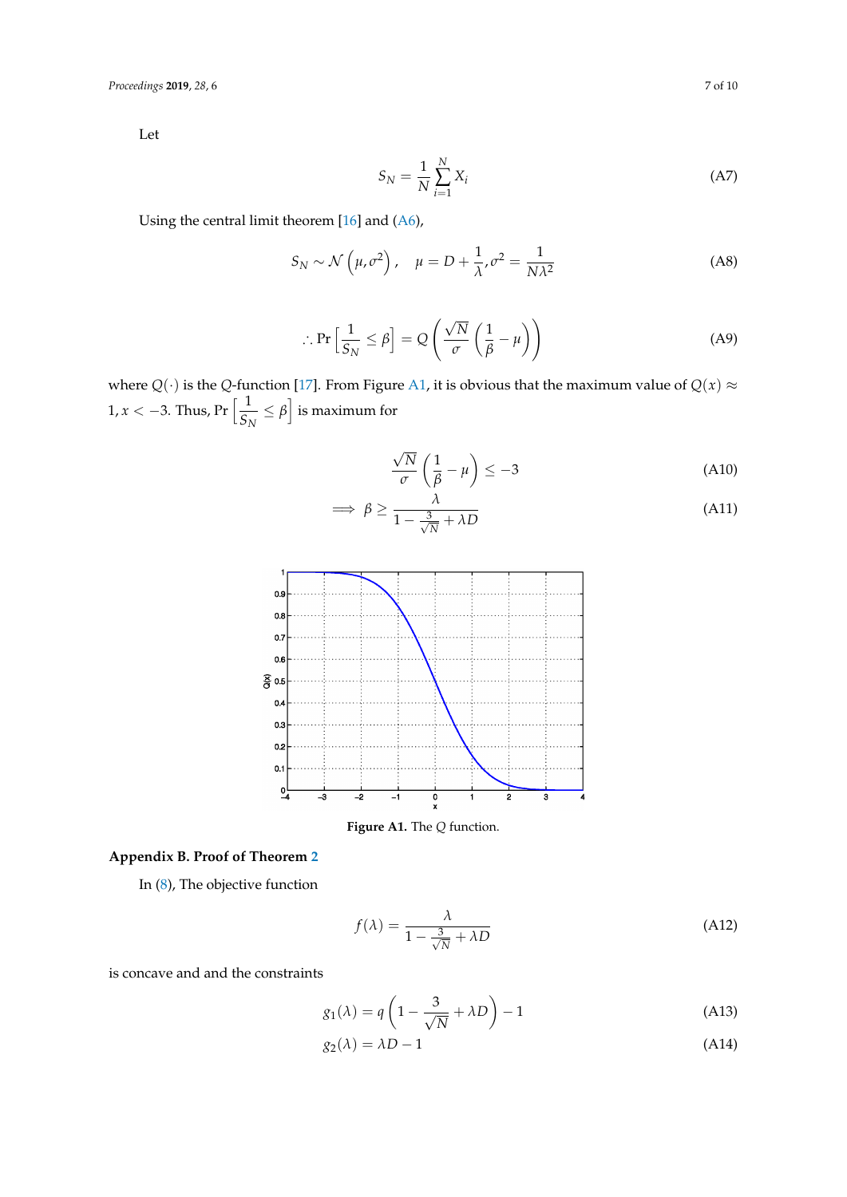Let

$$S_N = \frac{1}{N}\sum_{i=1}^{N} X_i \tag{A7}$$

Using the central limit theorem [16] and (A6),

$$S_N \sim \mathcal{N}\left(\mu, \sigma^2\right), \quad \mu = D + \frac{1}{\lambda}, \sigma^2 = \frac{1}{N\lambda^2} \tag{A8}$$

$$\therefore \Pr\left[\frac{1}{S_N} \leq \beta\right] = Q\left(\frac{\sqrt{N}}{\sigma}\left(\frac{1}{\beta} - \mu\right)\right) \tag{A9}$$

where $Q(\cdot)$ is the $Q$-function [17]. From Figure A1, it is obvious that the maximum value of $Q(x) \approx 1, x < -3$. Thus, $\Pr\left[\frac{1}{S_N} \leq \beta\right]$ is maximum for

$$\frac{\sqrt{N}}{\sigma}\left(\frac{1}{\beta} - \mu\right) \leq -3 \tag{A10}$$

$$\implies \beta \geq \frac{\lambda}{1 - \frac{3}{\sqrt{N}} + \lambda D} \tag{A11}$$

**Figure A1.** The $Q$ function.

## Appendix B. Proof of Theorem 2

In (8), The objective function

$$f(\lambda) = \frac{\lambda}{1 - \frac{3}{\sqrt{N}} + \lambda D} \tag{A12}$$

is concave and and the constraints

$$g_1(\lambda) = q\left(1 - \frac{3}{\sqrt{N}} + \lambda D\right) - 1 \tag{A13}$$

$$g_2(\lambda) = \lambda D - 1 \tag{A14}$$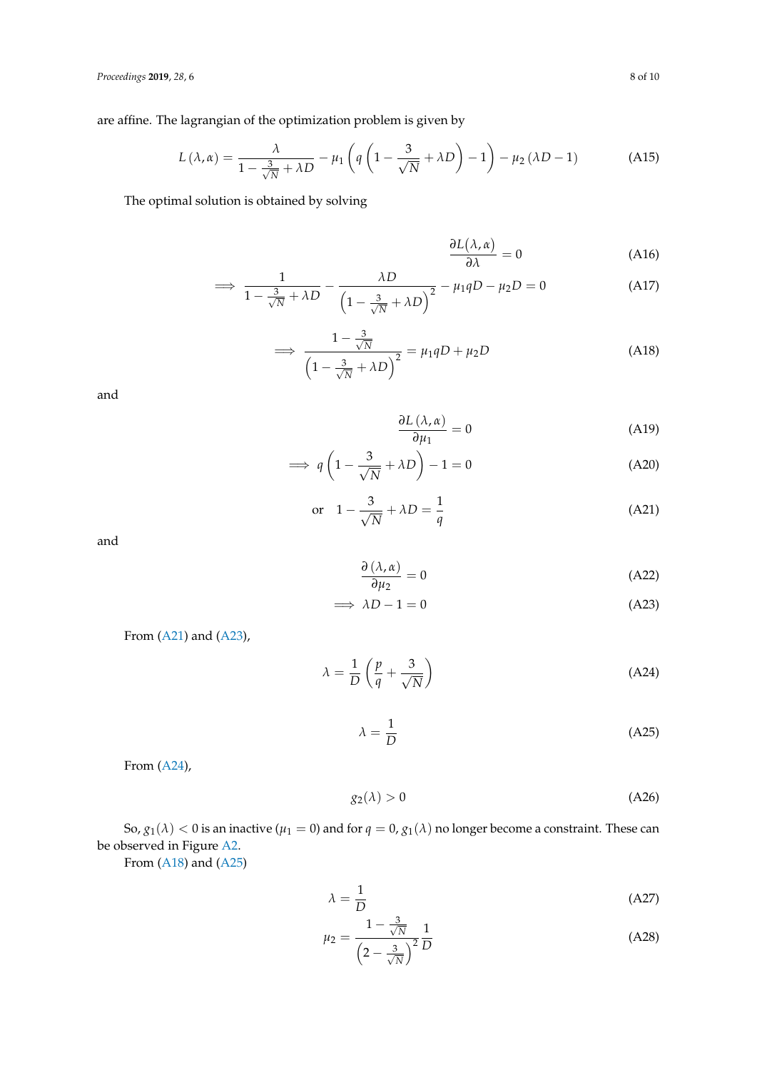are affine. The lagrangian of the optimization problem is given by

$$L(\lambda, \alpha) = \frac{\lambda}{1 - \frac{3}{\sqrt{N}} + \lambda D} - \mu_1 \left( q \left( 1 - \frac{3}{\sqrt{N}} + \lambda D \right) - 1 \right) - \mu_2 (\lambda D - 1) \tag{A15}$$

The optimal solution is obtained by solving

$$\frac{\partial L(\lambda, \alpha)}{\partial \lambda} = 0 \tag{A16}$$

$$\implies \frac{1}{1 - \frac{3}{\sqrt{N}} + \lambda D} - \frac{\lambda D}{\left( 1 - \frac{3}{\sqrt{N}} + \lambda D \right)^2} - \mu_1 q D - \mu_2 D = 0 \tag{A17}$$

$$\implies \frac{1 - \frac{3}{\sqrt{N}}}{\left( 1 - \frac{3}{\sqrt{N}} + \lambda D \right)^2} = \mu_1 q D + \mu_2 D \tag{A18}$$

and

$$\frac{\partial L(\lambda, \alpha)}{\partial \mu_1} = 0 \tag{A19}$$

$$\implies q \left( 1 - \frac{3}{\sqrt{N}} + \lambda D \right) - 1 = 0 \tag{A20}$$

$$\text{or} \quad 1 - \frac{3}{\sqrt{N}} + \lambda D = \frac{1}{q} \tag{A21}$$

and

$$\frac{\partial (\lambda, \alpha)}{\partial \mu_2} = 0 \tag{A22}$$

$$\implies \lambda D - 1 = 0 \tag{A23}$$

From (A21) and (A23),

$$\lambda = \frac{1}{D} \left( \frac{p}{q} + \frac{3}{\sqrt{N}} \right) \tag{A24}$$

$$\lambda = \frac{1}{D} \tag{A25}$$

From (A24),

$$g_2(\lambda) > 0 \tag{A26}$$

So, $g_1(\lambda) < 0$ is an inactive ($\mu_1 = 0$) and for $q = 0$, $g_1(\lambda)$ no longer become a constraint. These can be observed in Figure A2.

From (A18) and (A25)

$$\lambda = \frac{1}{D} \tag{A27}$$

$$\mu_2 = \frac{1 - \frac{3}{\sqrt{N}}}{\left( 2 - \frac{3}{\sqrt{N}} \right)^2} \frac{1}{D} \tag{A28}$$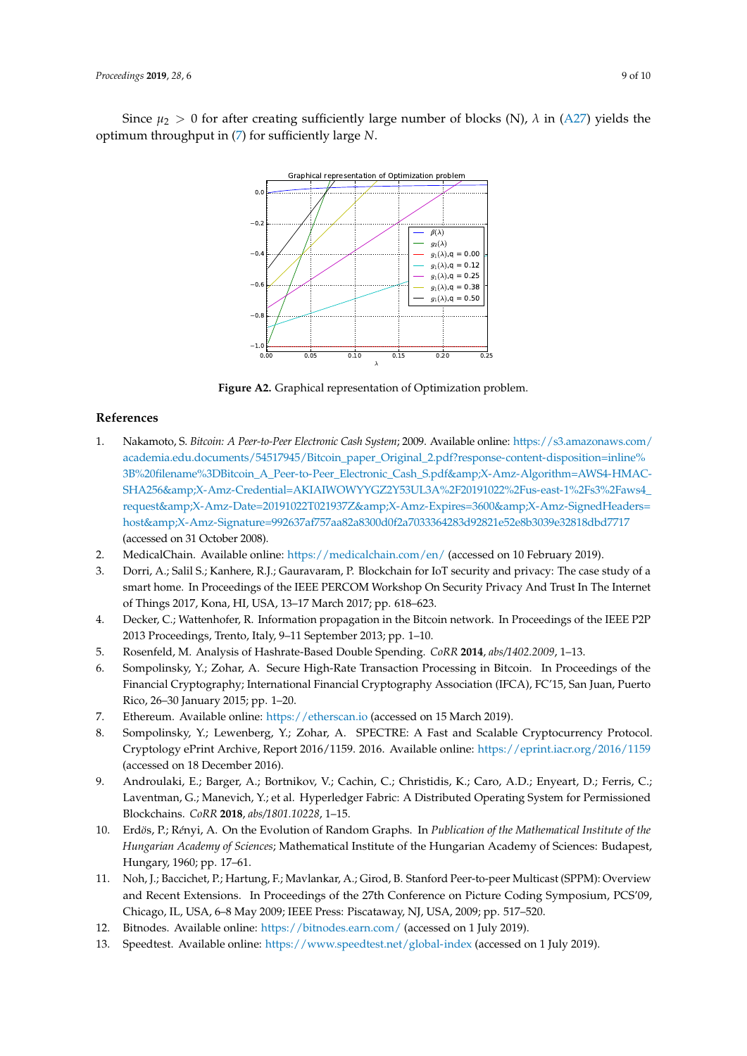Since $\mu_2 > 0$ for after creating sufficiently large number of blocks (N), $\lambda$ in (A27) yields the optimum throughput in (7) for sufficiently large $N$.

**Figure A2.** Graphical representation of Optimization problem.

## References

1. Nakamoto, S. *Bitcoin: A Peer-to-Peer Electronic Cash System*; 2009. Available online: https://s3.amazonaws.com/academia.edu.documents/54517945/Bitcoin_paper_Original_2.pdf?response-content-disposition=inline%3B%20filename%3DBitcoin_A_Peer-to-Peer_Electronic_Cash_S.pdf&amp;X-Amz-Algorithm=AWS4-HMAC-SHA256&amp;X-Amz-Credential=AKIAIWOWYYGZ2Y53UL3A%2F20191022%2Fus-east-1%2Fs3%2Faws4_request&amp;X-Amz-Date=20191022T021937Z&amp;X-Amz-Expires=3600&amp;X-Amz-SignedHeaders=host&amp;X-Amz-Signature=992637af757aa82a8300d0f2a7033364283d92821e52e8b3039e32818dbd7717 (accessed on 31 October 2008).
2. MedicalChain. Available online: https://medicalchain.com/en/ (accessed on 10 February 2019).
3. Dorri, A.; Salil S.; Kanhere, R.J.; Gauravaram, P. Blockchain for IoT security and privacy: The case study of a smart home. In Proceedings of the IEEE PERCOM Workshop On Security Privacy And Trust In The Internet of Things 2017, Kona, HI, USA, 13–17 March 2017; pp. 618–623.
4. Decker, C.; Wattenhofer, R. Information propagation in the Bitcoin network. In Proceedings of the IEEE P2P 2013 Proceedings, Trento, Italy, 9–11 September 2013; pp. 1–10.
5. Rosenfeld, M. Analysis of Hashrate-Based Double Spending. *CoRR* **2014**, *abs/1402.2009*, 1–13.
6. Sompolinsky, Y.; Zohar, A. Secure High-Rate Transaction Processing in Bitcoin. In Proceedings of the Financial Cryptography; International Financial Cryptography Association (IFCA), FC'15, San Juan, Puerto Rico, 26–30 January 2015; pp. 1–20.
7. Ethereum. Available online: https://etherscan.io (accessed on 15 March 2019).
8. Sompolinsky, Y.; Lewenberg, Y.; Zohar, A. SPECTRE: A Fast and Scalable Cryptocurrency Protocol. Cryptology ePrint Archive, Report 2016/1159. 2016. Available online: https://eprint.iacr.org/2016/1159 (accessed on 18 December 2016).
9. Androulaki, E.; Barger, A.; Bortnikov, V.; Cachin, C.; Christidis, K.; Caro, A.D.; Enyeart, D.; Ferris, C.; Laventman, G.; Manevich, Y.; et al. Hyperledger Fabric: A Distributed Operating System for Permissioned Blockchains. *CoRR* **2018**, *abs/1801.10228*, 1–15.
10. Erdös, P.; Rényi, A. On the Evolution of Random Graphs. In *Publication of the Mathematical Institute of the Hungarian Academy of Sciences*; Mathematical Institute of the Hungarian Academy of Sciences: Budapest, Hungary, 1960; pp. 17–61.
11. Noh, J.; Baccichet, P.; Hartung, F.; Mavlankar, A.; Girod, B. Stanford Peer-to-peer Multicast (SPPM): Overview and Recent Extensions. In Proceedings of the 27th Conference on Picture Coding Symposium, PCS'09, Chicago, IL, USA, 6–8 May 2009; IEEE Press: Piscataway, NJ, USA, 2009; pp. 517–520.
12. Bitnodes. Available online: https://bitnodes.earn.com/ (accessed on 1 July 2019).
13. Speedtest. Available online: https://www.speedtest.net/global-index (accessed on 1 July 2019).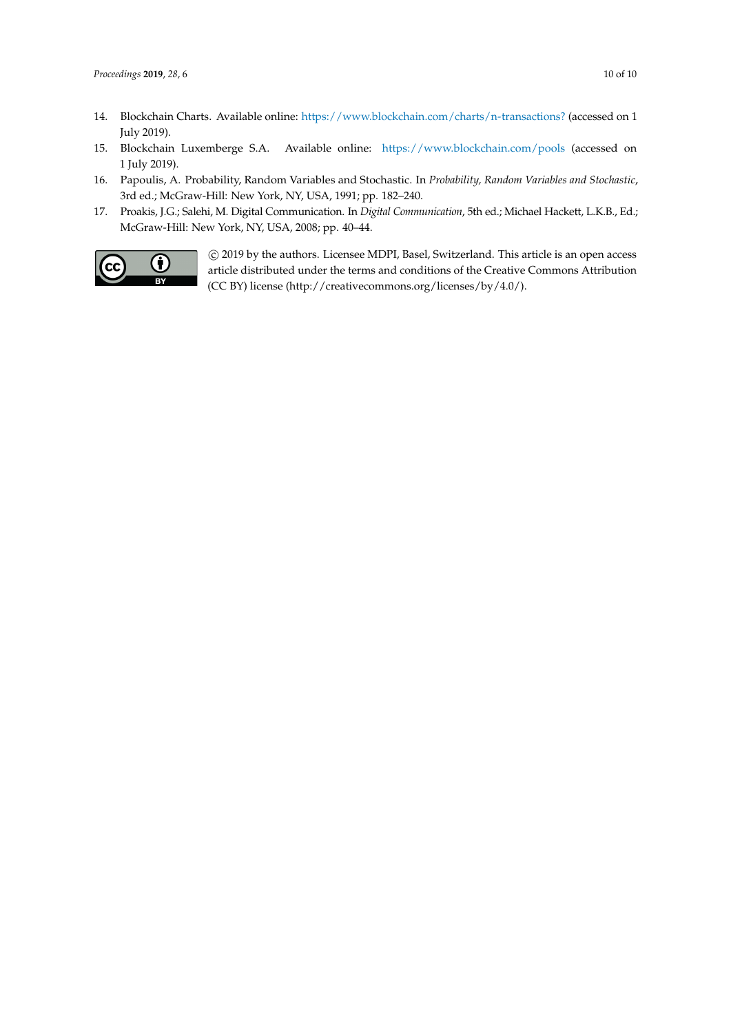14. Blockchain Charts. Available online: https://www.blockchain.com/charts/n-transactions? (accessed on 1 July 2019).
15. Blockchain Luxemberge S.A. Available online: https://www.blockchain.com/pools (accessed on 1 July 2019).
16. Papoulis, A. Probability, Random Variables and Stochastic. In *Probability, Random Variables and Stochastic*, 3rd ed.; McGraw-Hill: New York, NY, USA, 1991; pp. 182–240.
17. Proakis, J.G.; Salehi, M. Digital Communication. In *Digital Communication*, 5th ed.; Michael Hackett, L.K.B., Ed.; McGraw-Hill: New York, NY, USA, 2008; pp. 40–44.

© 2019 by the authors. Licensee MDPI, Basel, Switzerland. This article is an open access article distributed under the terms and conditions of the Creative Commons Attribution (CC BY) license (http://creativecommons.org/licenses/by/4.0/).